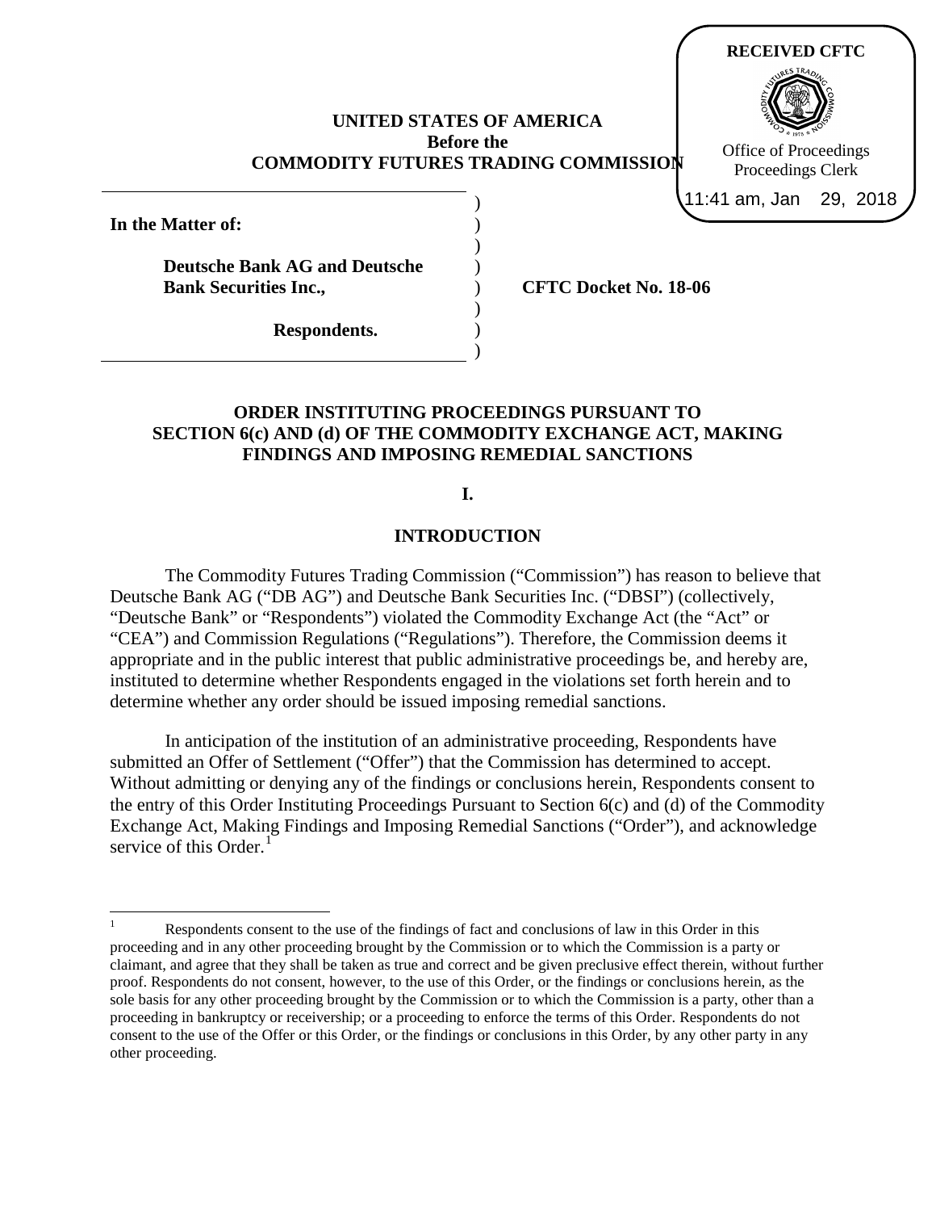RECEIVED CFTC

Office of Proceedings
Proceedings Clerk

11:41 am, Jan 29, 2018

**UNITED STATES OF AMERICA**
**Before the**
**COMMODITY FUTURES TRADING COMMISSION**

**In the Matter of:**

**Deutsche Bank AG and Deutsche Bank Securities Inc.,**

**Respondents.**

**CFTC Docket No. 18-06**

## ORDER INSTITUTING PROCEEDINGS PURSUANT TO SECTION 6(c) AND (d) OF THE COMMODITY EXCHANGE ACT, MAKING FINDINGS AND IMPOSING REMEDIAL SANCTIONS

### I.

### INTRODUCTION

The Commodity Futures Trading Commission ("Commission") has reason to believe that Deutsche Bank AG ("DB AG") and Deutsche Bank Securities Inc. ("DBSI") (collectively, "Deutsche Bank" or "Respondents") violated the Commodity Exchange Act (the "Act" or "CEA") and Commission Regulations ("Regulations"). Therefore, the Commission deems it appropriate and in the public interest that public administrative proceedings be, and hereby are, instituted to determine whether Respondents engaged in the violations set forth herein and to determine whether any order should be issued imposing remedial sanctions.

In anticipation of the institution of an administrative proceeding, Respondents have submitted an Offer of Settlement ("Offer") that the Commission has determined to accept. Without admitting or denying any of the findings or conclusions herein, Respondents consent to the entry of this Order Instituting Proceedings Pursuant to Section 6(c) and (d) of the Commodity Exchange Act, Making Findings and Imposing Remedial Sanctions ("Order"), and acknowledge service of this Order.[1]

[1] Respondents consent to the use of the findings of fact and conclusions of law in this Order in this proceeding and in any other proceeding brought by the Commission or to which the Commission is a party or claimant, and agree that they shall be taken as true and correct and be given preclusive effect therein, without further proof. Respondents do not consent, however, to the use of this Order, or the findings or conclusions herein, as the sole basis for any other proceeding brought by the Commission or to which the Commission is a party, other than a proceeding in bankruptcy or receivership; or a proceeding to enforce the terms of this Order. Respondents do not consent to the use of the Offer or this Order, or the findings or conclusions in this Order, by any other party in any other proceeding.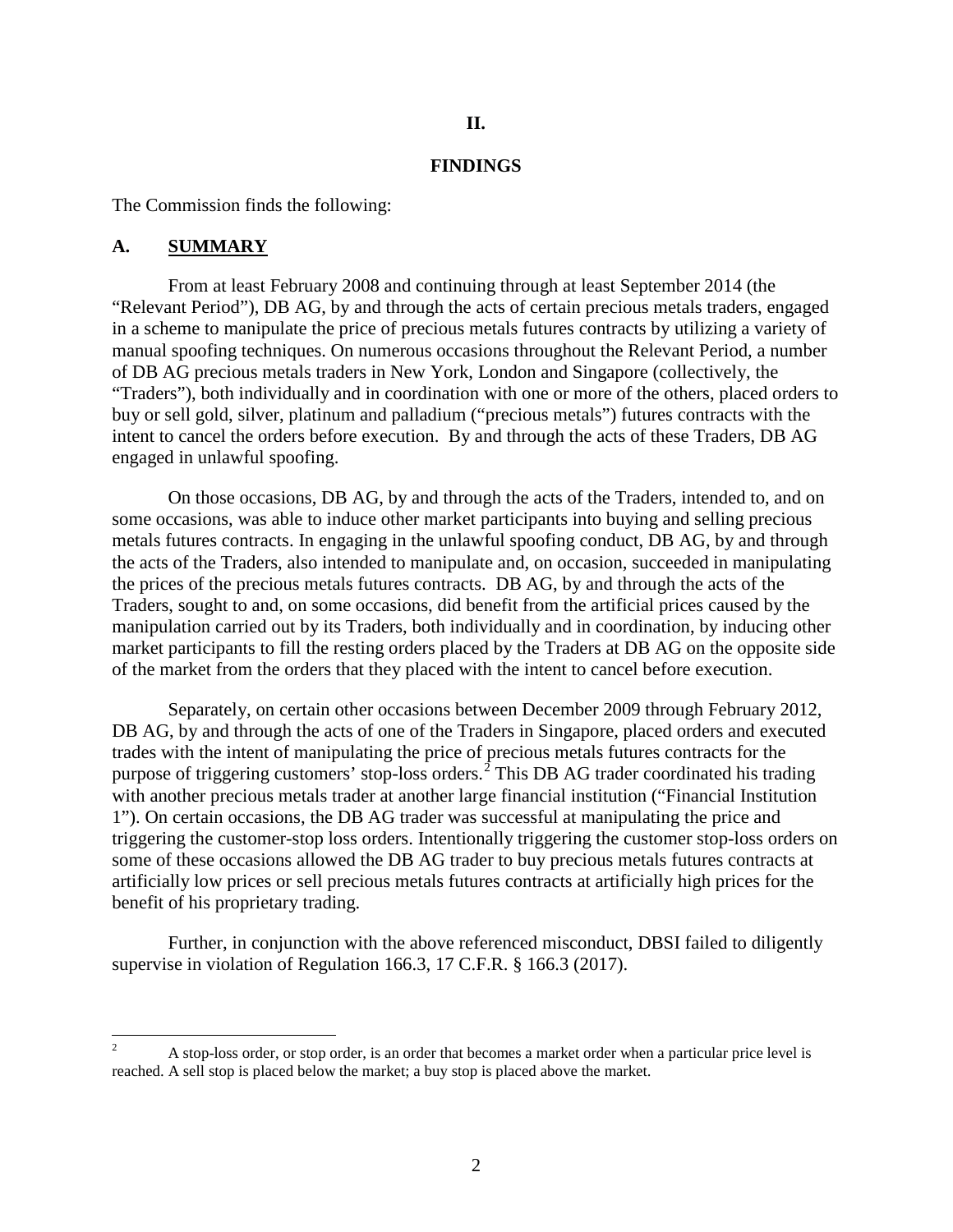# II.

# FINDINGS

The Commission finds the following:

## A. SUMMARY

From at least February 2008 and continuing through at least September 2014 (the "Relevant Period"), DB AG, by and through the acts of certain precious metals traders, engaged in a scheme to manipulate the price of precious metals futures contracts by utilizing a variety of manual spoofing techniques. On numerous occasions throughout the Relevant Period, a number of DB AG precious metals traders in New York, London and Singapore (collectively, the "Traders"), both individually and in coordination with one or more of the others, placed orders to buy or sell gold, silver, platinum and palladium ("precious metals") futures contracts with the intent to cancel the orders before execution. By and through the acts of these Traders, DB AG engaged in unlawful spoofing.

On those occasions, DB AG, by and through the acts of the Traders, intended to, and on some occasions, was able to induce other market participants into buying and selling precious metals futures contracts. In engaging in the unlawful spoofing conduct, DB AG, by and through the acts of the Traders, also intended to manipulate and, on occasion, succeeded in manipulating the prices of the precious metals futures contracts. DB AG, by and through the acts of the Traders, sought to and, on some occasions, did benefit from the artificial prices caused by the manipulation carried out by its Traders, both individually and in coordination, by inducing other market participants to fill the resting orders placed by the Traders at DB AG on the opposite side of the market from the orders that they placed with the intent to cancel before execution.

Separately, on certain other occasions between December 2009 through February 2012, DB AG, by and through the acts of one of the Traders in Singapore, placed orders and executed trades with the intent of manipulating the price of precious metals futures contracts for the purpose of triggering customers' stop-loss orders.[2] This DB AG trader coordinated his trading with another precious metals trader at another large financial institution ("Financial Institution 1"). On certain occasions, the DB AG trader was successful at manipulating the price and triggering the customer-stop loss orders. Intentionally triggering the customer stop-loss orders on some of these occasions allowed the DB AG trader to buy precious metals futures contracts at artificially low prices or sell precious metals futures contracts at artificially high prices for the benefit of his proprietary trading.

Further, in conjunction with the above referenced misconduct, DBSI failed to diligently supervise in violation of Regulation 166.3, 17 C.F.R. § 166.3 (2017).

---

[2] A stop-loss order, or stop order, is an order that becomes a market order when a particular price level is reached. A sell stop is placed below the market; a buy stop is placed above the market.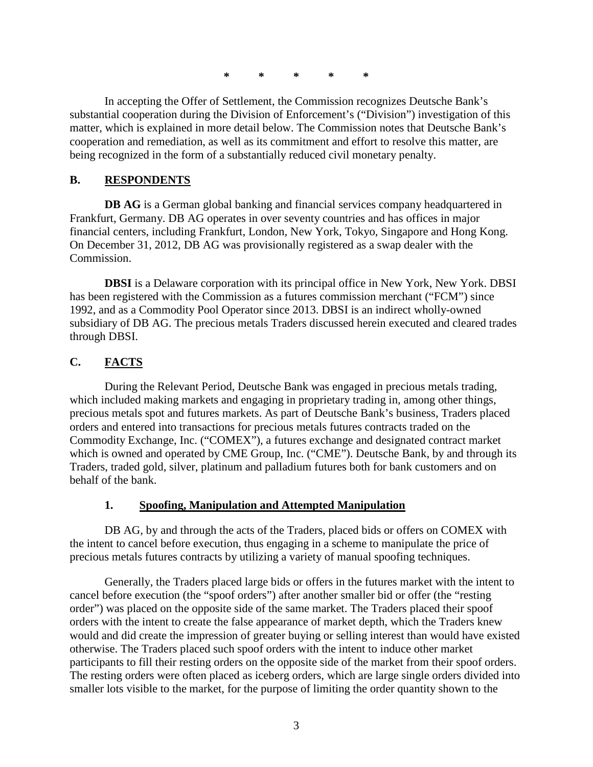\* \* \* \* \*

In accepting the Offer of Settlement, the Commission recognizes Deutsche Bank's substantial cooperation during the Division of Enforcement's ("Division") investigation of this matter, which is explained in more detail below. The Commission notes that Deutsche Bank's cooperation and remediation, as well as its commitment and effort to resolve this matter, are being recognized in the form of a substantially reduced civil monetary penalty.

## B. RESPONDENTS

**DB AG** is a German global banking and financial services company headquartered in Frankfurt, Germany. DB AG operates in over seventy countries and has offices in major financial centers, including Frankfurt, London, New York, Tokyo, Singapore and Hong Kong. On December 31, 2012, DB AG was provisionally registered as a swap dealer with the Commission.

**DBSI** is a Delaware corporation with its principal office in New York, New York. DBSI has been registered with the Commission as a futures commission merchant ("FCM") since 1992, and as a Commodity Pool Operator since 2013. DBSI is an indirect wholly-owned subsidiary of DB AG. The precious metals Traders discussed herein executed and cleared trades through DBSI.

## C. FACTS

During the Relevant Period, Deutsche Bank was engaged in precious metals trading, which included making markets and engaging in proprietary trading in, among other things, precious metals spot and futures markets. As part of Deutsche Bank's business, Traders placed orders and entered into transactions for precious metals futures contracts traded on the Commodity Exchange, Inc. ("COMEX"), a futures exchange and designated contract market which is owned and operated by CME Group, Inc. ("CME"). Deutsche Bank, by and through its Traders, traded gold, silver, platinum and palladium futures both for bank customers and on behalf of the bank.

### 1. Spoofing, Manipulation and Attempted Manipulation

DB AG, by and through the acts of the Traders, placed bids or offers on COMEX with the intent to cancel before execution, thus engaging in a scheme to manipulate the price of precious metals futures contracts by utilizing a variety of manual spoofing techniques.

Generally, the Traders placed large bids or offers in the futures market with the intent to cancel before execution (the "spoof orders") after another smaller bid or offer (the "resting order") was placed on the opposite side of the same market. The Traders placed their spoof orders with the intent to create the false appearance of market depth, which the Traders knew would and did create the impression of greater buying or selling interest than would have existed otherwise. The Traders placed such spoof orders with the intent to induce other market participants to fill their resting orders on the opposite side of the market from their spoof orders. The resting orders were often placed as iceberg orders, which are large single orders divided into smaller lots visible to the market, for the purpose of limiting the order quantity shown to the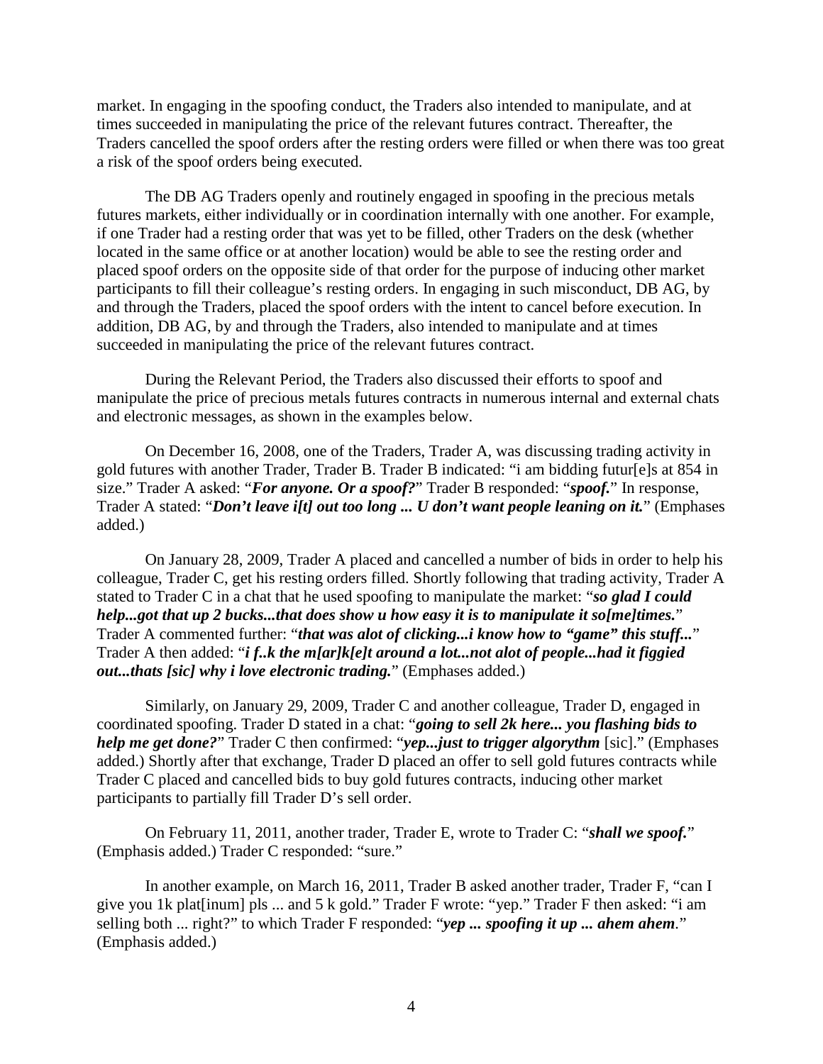market. In engaging in the spoofing conduct, the Traders also intended to manipulate, and at times succeeded in manipulating the price of the relevant futures contract. Thereafter, the Traders cancelled the spoof orders after the resting orders were filled or when there was too great a risk of the spoof orders being executed.

The DB AG Traders openly and routinely engaged in spoofing in the precious metals futures markets, either individually or in coordination internally with one another. For example, if one Trader had a resting order that was yet to be filled, other Traders on the desk (whether located in the same office or at another location) would be able to see the resting order and placed spoof orders on the opposite side of that order for the purpose of inducing other market participants to fill their colleague's resting orders. In engaging in such misconduct, DB AG, by and through the Traders, placed the spoof orders with the intent to cancel before execution. In addition, DB AG, by and through the Traders, also intended to manipulate and at times succeeded in manipulating the price of the relevant futures contract.

During the Relevant Period, the Traders also discussed their efforts to spoof and manipulate the price of precious metals futures contracts in numerous internal and external chats and electronic messages, as shown in the examples below.

On December 16, 2008, one of the Traders, Trader A, was discussing trading activity in gold futures with another Trader, Trader B. Trader B indicated: "i am bidding futur[e]s at 854 in size." Trader A asked: "***For anyone. Or a spoof?***" Trader B responded: "***spoof.***" In response, Trader A stated: "***Don't leave i[t] out too long ... U don't want people leaning on it.***" (Emphases added.)

On January 28, 2009, Trader A placed and cancelled a number of bids in order to help his colleague, Trader C, get his resting orders filled. Shortly following that trading activity, Trader A stated to Trader C in a chat that he used spoofing to manipulate the market: "***so glad I could help...got that up 2 bucks...that does show u how easy it is to manipulate it so[me]times.***" Trader A commented further: "***that was alot of clicking...i know how to "game" this stuff...***" Trader A then added: "***i f..k the m[ar]k[e]t around a lot...not alot of people...had it figgied out...thats [sic] why i love electronic trading.***" (Emphases added.)

Similarly, on January 29, 2009, Trader C and another colleague, Trader D, engaged in coordinated spoofing. Trader D stated in a chat: "***going to sell 2k here... you flashing bids to help me get done?***" Trader C then confirmed: "***yep...just to trigger algorythm*** [sic]." (Emphases added.) Shortly after that exchange, Trader D placed an offer to sell gold futures contracts while Trader C placed and cancelled bids to buy gold futures contracts, inducing other market participants to partially fill Trader D's sell order.

On February 11, 2011, another trader, Trader E, wrote to Trader C: "***shall we spoof.***" (Emphasis added.) Trader C responded: "sure."

In another example, on March 16, 2011, Trader B asked another trader, Trader F, "can I give you 1k plat[inum] pls ... and 5 k gold." Trader F wrote: "yep." Trader F then asked: "i am selling both ... right?" to which Trader F responded: "***yep ... spoofing it up ... ahem ahem***." (Emphasis added.)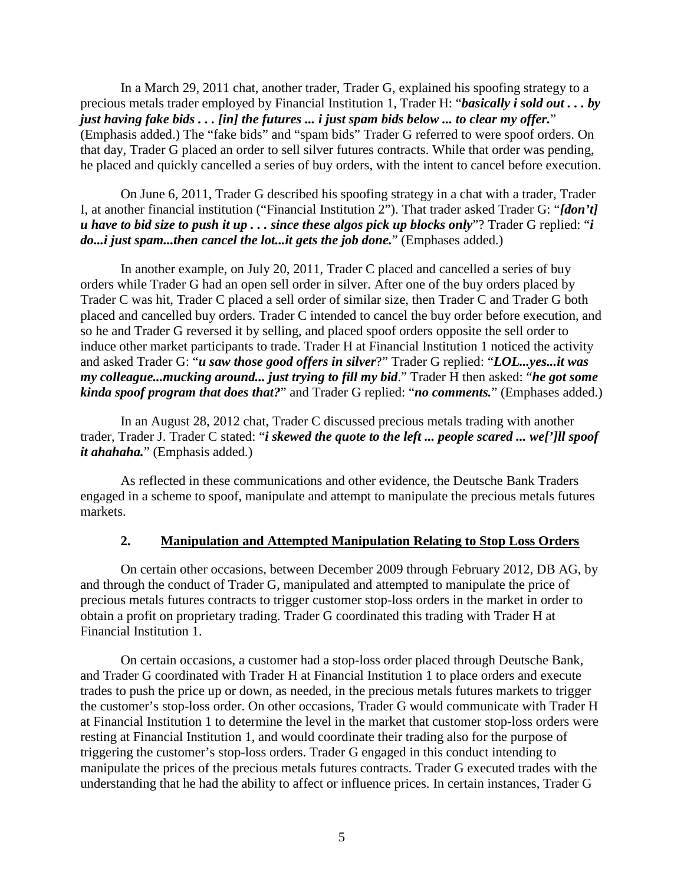In a March 29, 2011 chat, another trader, Trader G, explained his spoofing strategy to a precious metals trader employed by Financial Institution 1, Trader H: "***basically i sold out . . . by just having fake bids . . . [in] the futures ... i just spam bids below ... to clear my offer.***" (Emphasis added.) The "fake bids" and "spam bids" Trader G referred to were spoof orders. On that day, Trader G placed an order to sell silver futures contracts. While that order was pending, he placed and quickly cancelled a series of buy orders, with the intent to cancel before execution.

On June 6, 2011, Trader G described his spoofing strategy in a chat with a trader, Trader I, at another financial institution ("Financial Institution 2"). That trader asked Trader G: "***[don't] u have to bid size to push it up . . . since these algos pick up blocks only***"? Trader G replied: "***i do...i just spam...then cancel the lot...it gets the job done.***" (Emphases added.)

In another example, on July 20, 2011, Trader C placed and cancelled a series of buy orders while Trader G had an open sell order in silver. After one of the buy orders placed by Trader C was hit, Trader C placed a sell order of similar size, then Trader C and Trader G both placed and cancelled buy orders. Trader C intended to cancel the buy order before execution, and so he and Trader G reversed it by selling, and placed spoof orders opposite the sell order to induce other market participants to trade. Trader H at Financial Institution 1 noticed the activity and asked Trader G: "***u saw those good offers in silver***?" Trader G replied: "***LOL...yes...it was my colleague...mucking around... just trying to fill my bid***." Trader H then asked: "***he got some kinda spoof program that does that?***" and Trader G replied: "***no comments.***" (Emphases added.)

In an August 28, 2012 chat, Trader C discussed precious metals trading with another trader, Trader J. Trader C stated: "***i skewed the quote to the left ... people scared ... we[']ll spoof it ahahaha.***" (Emphasis added.)

As reflected in these communications and other evidence, the Deutsche Bank Traders engaged in a scheme to spoof, manipulate and attempt to manipulate the precious metals futures markets.

### 2. Manipulation and Attempted Manipulation Relating to Stop Loss Orders

On certain other occasions, between December 2009 through February 2012, DB AG, by and through the conduct of Trader G, manipulated and attempted to manipulate the price of precious metals futures contracts to trigger customer stop-loss orders in the market in order to obtain a profit on proprietary trading. Trader G coordinated this trading with Trader H at Financial Institution 1.

On certain occasions, a customer had a stop-loss order placed through Deutsche Bank, and Trader G coordinated with Trader H at Financial Institution 1 to place orders and execute trades to push the price up or down, as needed, in the precious metals futures markets to trigger the customer's stop-loss order. On other occasions, Trader G would communicate with Trader H at Financial Institution 1 to determine the level in the market that customer stop-loss orders were resting at Financial Institution 1, and would coordinate their trading also for the purpose of triggering the customer's stop-loss orders. Trader G engaged in this conduct intending to manipulate the prices of the precious metals futures contracts. Trader G executed trades with the understanding that he had the ability to affect or influence prices. In certain instances, Trader G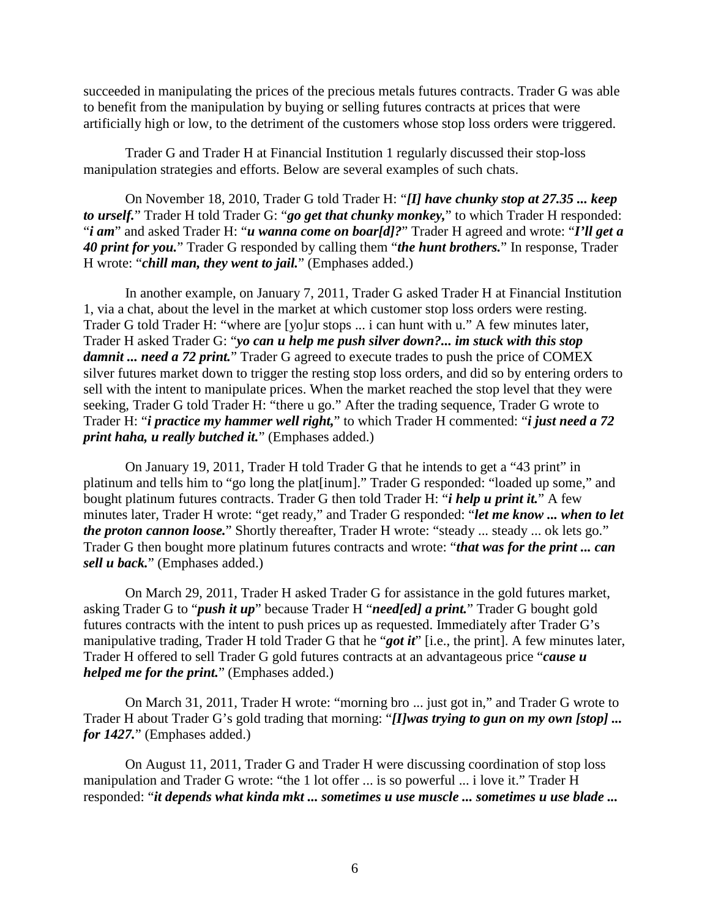succeeded in manipulating the prices of the precious metals futures contracts. Trader G was able to benefit from the manipulation by buying or selling futures contracts at prices that were artificially high or low, to the detriment of the customers whose stop loss orders were triggered.

Trader G and Trader H at Financial Institution 1 regularly discussed their stop-loss manipulation strategies and efforts. Below are several examples of such chats.

On November 18, 2010, Trader G told Trader H: "***[I] have chunky stop at 27.35 ... keep to urself.***" Trader H told Trader G: "***go get that chunky monkey,***" to which Trader H responded: "***i am***" and asked Trader H: "***u wanna come on boar[d]?***" Trader H agreed and wrote: "***I'll get a 40 print for you.***" Trader G responded by calling them "***the hunt brothers.***" In response, Trader H wrote: "***chill man, they went to jail.***" (Emphases added.)

In another example, on January 7, 2011, Trader G asked Trader H at Financial Institution 1, via a chat, about the level in the market at which customer stop loss orders were resting. Trader G told Trader H: "where are [yo]ur stops ... i can hunt with u." A few minutes later, Trader H asked Trader G: "***yo can u help me push silver down?... im stuck with this stop damnit ... need a 72 print.***" Trader G agreed to execute trades to push the price of COMEX silver futures market down to trigger the resting stop loss orders, and did so by entering orders to sell with the intent to manipulate prices. When the market reached the stop level that they were seeking, Trader G told Trader H: "there u go." After the trading sequence, Trader G wrote to Trader H: "***i practice my hammer well right,***" to which Trader H commented: "***i just need a 72 print haha, u really butched it.***" (Emphases added.)

On January 19, 2011, Trader H told Trader G that he intends to get a "43 print" in platinum and tells him to "go long the plat[inum]." Trader G responded: "loaded up some," and bought platinum futures contracts. Trader G then told Trader H: "***i help u print it.***" A few minutes later, Trader H wrote: "get ready," and Trader G responded: "***let me know ... when to let the proton cannon loose.***" Shortly thereafter, Trader H wrote: "steady ... steady ... ok lets go." Trader G then bought more platinum futures contracts and wrote: "***that was for the print ... can sell u back.***" (Emphases added.)

On March 29, 2011, Trader H asked Trader G for assistance in the gold futures market, asking Trader G to "***push it up***" because Trader H "***need[ed] a print.***" Trader G bought gold futures contracts with the intent to push prices up as requested. Immediately after Trader G's manipulative trading, Trader H told Trader G that he "***got it***" [i.e., the print]. A few minutes later, Trader H offered to sell Trader G gold futures contracts at an advantageous price "***cause u helped me for the print.***" (Emphases added.)

On March 31, 2011, Trader H wrote: "morning bro ... just got in," and Trader G wrote to Trader H about Trader G's gold trading that morning: "***[I]was trying to gun on my own [stop] ... for 1427.***" (Emphases added.)

On August 11, 2011, Trader G and Trader H were discussing coordination of stop loss manipulation and Trader G wrote: "the 1 lot offer ... is so powerful ... i love it." Trader H responded: "***it depends what kinda mkt ... sometimes u use muscle ... sometimes u use blade ...***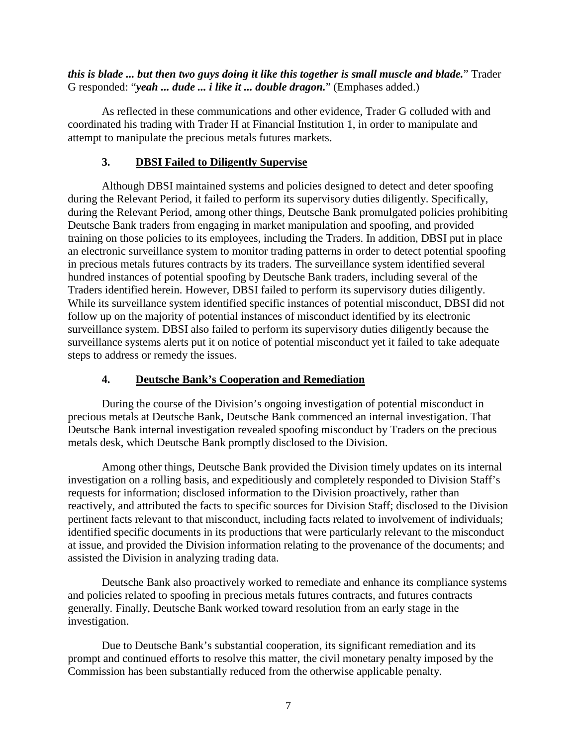***this is blade ... but then two guys doing it like this together is small muscle and blade.*** " Trader G responded: "***yeah ... dude ... i like it ... double dragon.***" (Emphases added.)

As reflected in these communications and other evidence, Trader G colluded with and coordinated his trading with Trader H at Financial Institution 1, in order to manipulate and attempt to manipulate the precious metals futures markets.

### 3. DBSI Failed to Diligently Supervise

Although DBSI maintained systems and policies designed to detect and deter spoofing during the Relevant Period, it failed to perform its supervisory duties diligently. Specifically, during the Relevant Period, among other things, Deutsche Bank promulgated policies prohibiting Deutsche Bank traders from engaging in market manipulation and spoofing, and provided training on those policies to its employees, including the Traders. In addition, DBSI put in place an electronic surveillance system to monitor trading patterns in order to detect potential spoofing in precious metals futures contracts by its traders. The surveillance system identified several hundred instances of potential spoofing by Deutsche Bank traders, including several of the Traders identified herein. However, DBSI failed to perform its supervisory duties diligently. While its surveillance system identified specific instances of potential misconduct, DBSI did not follow up on the majority of potential instances of misconduct identified by its electronic surveillance system. DBSI also failed to perform its supervisory duties diligently because the surveillance systems alerts put it on notice of potential misconduct yet it failed to take adequate steps to address or remedy the issues.

### 4. Deutsche Bank's Cooperation and Remediation

During the course of the Division's ongoing investigation of potential misconduct in precious metals at Deutsche Bank, Deutsche Bank commenced an internal investigation. That Deutsche Bank internal investigation revealed spoofing misconduct by Traders on the precious metals desk, which Deutsche Bank promptly disclosed to the Division.

Among other things, Deutsche Bank provided the Division timely updates on its internal investigation on a rolling basis, and expeditiously and completely responded to Division Staff's requests for information; disclosed information to the Division proactively, rather than reactively, and attributed the facts to specific sources for Division Staff; disclosed to the Division pertinent facts relevant to that misconduct, including facts related to involvement of individuals; identified specific documents in its productions that were particularly relevant to the misconduct at issue, and provided the Division information relating to the provenance of the documents; and assisted the Division in analyzing trading data.

Deutsche Bank also proactively worked to remediate and enhance its compliance systems and policies related to spoofing in precious metals futures contracts, and futures contracts generally. Finally, Deutsche Bank worked toward resolution from an early stage in the investigation.

Due to Deutsche Bank's substantial cooperation, its significant remediation and its prompt and continued efforts to resolve this matter, the civil monetary penalty imposed by the Commission has been substantially reduced from the otherwise applicable penalty.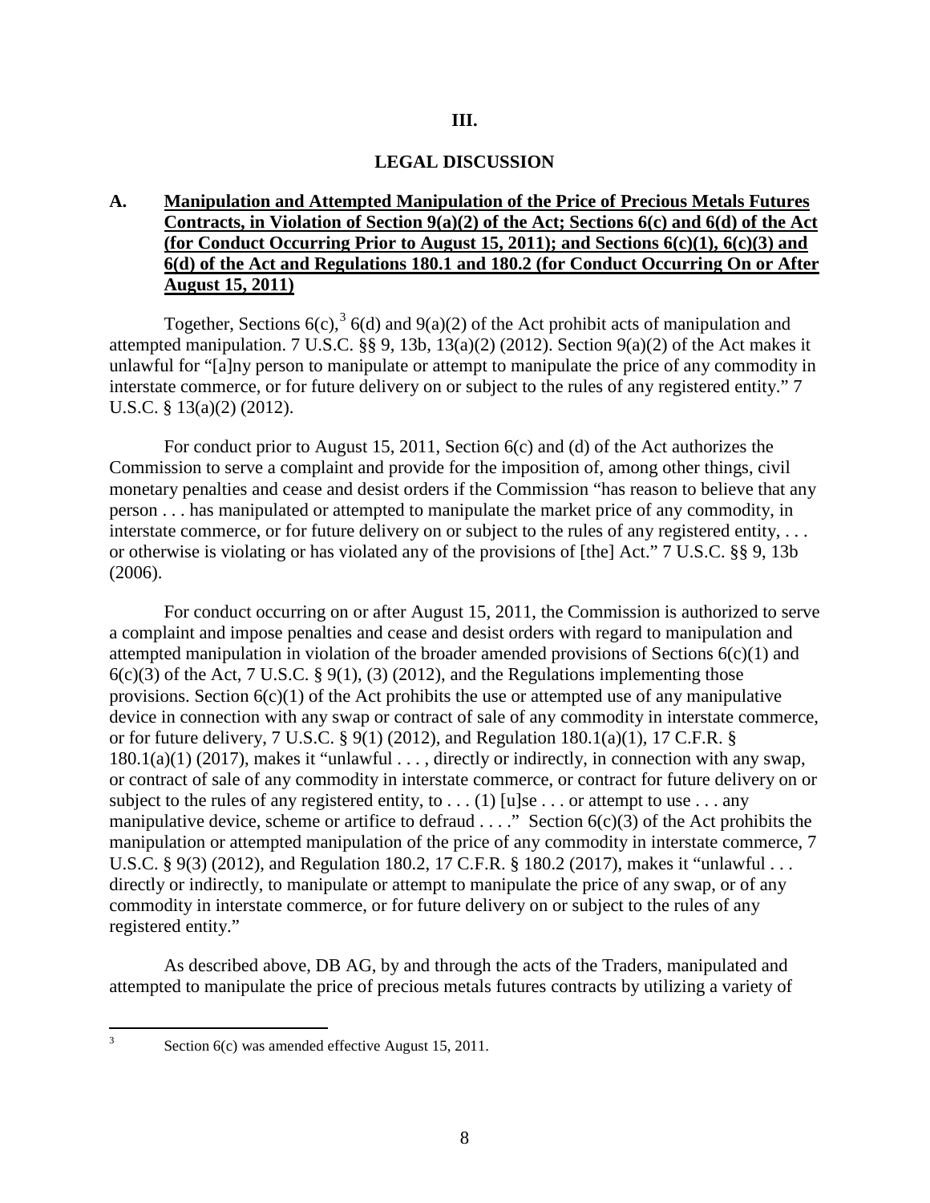## III.

## LEGAL DISCUSSION

### A. Manipulation and Attempted Manipulation of the Price of Precious Metals Futures Contracts, in Violation of Section 9(a)(2) of the Act; Sections 6(c) and 6(d) of the Act (for Conduct Occurring Prior to August 15, 2011); and Sections 6(c)(1), 6(c)(3) and 6(d) of the Act and Regulations 180.1 and 180.2 (for Conduct Occurring On or After August 15, 2011)

Together, Sections 6(c),[3] 6(d) and 9(a)(2) of the Act prohibit acts of manipulation and attempted manipulation. 7 U.S.C. §§ 9, 13b, 13(a)(2) (2012). Section 9(a)(2) of the Act makes it unlawful for "[a]ny person to manipulate or attempt to manipulate the price of any commodity in interstate commerce, or for future delivery on or subject to the rules of any registered entity." 7 U.S.C. § 13(a)(2) (2012).

For conduct prior to August 15, 2011, Section 6(c) and (d) of the Act authorizes the Commission to serve a complaint and provide for the imposition of, among other things, civil monetary penalties and cease and desist orders if the Commission "has reason to believe that any person . . . has manipulated or attempted to manipulate the market price of any commodity, in interstate commerce, or for future delivery on or subject to the rules of any registered entity, . . . or otherwise is violating or has violated any of the provisions of [the] Act." 7 U.S.C. §§ 9, 13b (2006).

For conduct occurring on or after August 15, 2011, the Commission is authorized to serve a complaint and impose penalties and cease and desist orders with regard to manipulation and attempted manipulation in violation of the broader amended provisions of Sections 6(c)(1) and 6(c)(3) of the Act, 7 U.S.C. § 9(1), (3) (2012), and the Regulations implementing those provisions. Section 6(c)(1) of the Act prohibits the use or attempted use of any manipulative device in connection with any swap or contract of sale of any commodity in interstate commerce, or for future delivery, 7 U.S.C. § 9(1) (2012), and Regulation 180.1(a)(1), 17 C.F.R. § 180.1(a)(1) (2017), makes it "unlawful . . . , directly or indirectly, in connection with any swap, or contract of sale of any commodity in interstate commerce, or contract for future delivery on or subject to the rules of any registered entity, to . . . (1) [u]se . . . or attempt to use . . . any manipulative device, scheme or artifice to defraud . . . ." Section 6(c)(3) of the Act prohibits the manipulation or attempted manipulation of the price of any commodity in interstate commerce, 7 U.S.C. § 9(3) (2012), and Regulation 180.2, 17 C.F.R. § 180.2 (2017), makes it "unlawful . . . directly or indirectly, to manipulate or attempt to manipulate the price of any swap, or of any commodity in interstate commerce, or for future delivery on or subject to the rules of any registered entity."

As described above, DB AG, by and through the acts of the Traders, manipulated and attempted to manipulate the price of precious metals futures contracts by utilizing a variety of

---

[3] Section 6(c) was amended effective August 15, 2011.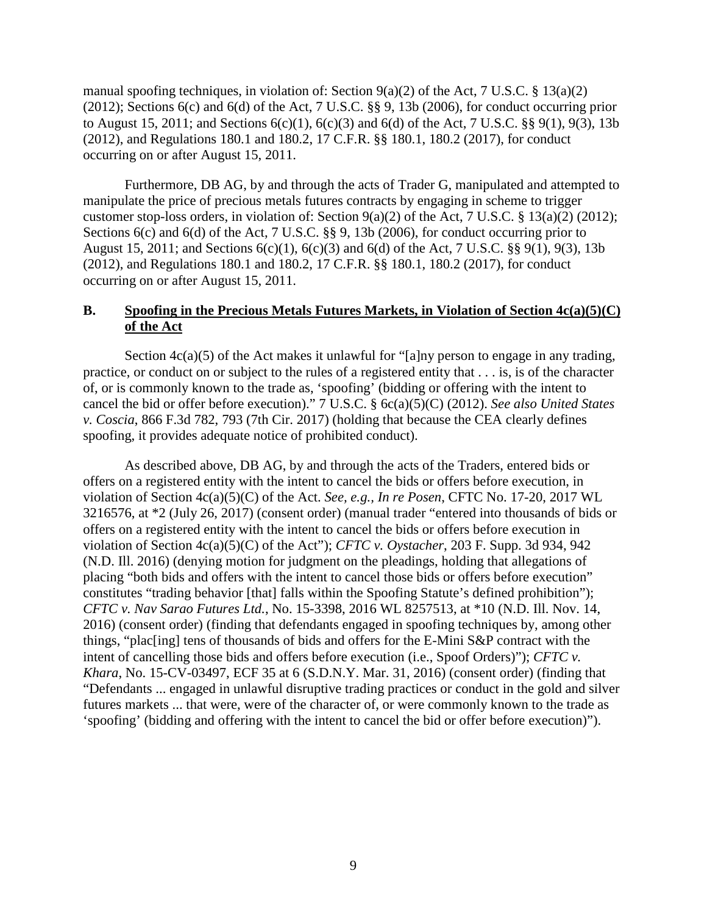manual spoofing techniques, in violation of: Section 9(a)(2) of the Act, 7 U.S.C. § 13(a)(2) (2012); Sections 6(c) and 6(d) of the Act, 7 U.S.C. §§ 9, 13b (2006), for conduct occurring prior to August 15, 2011; and Sections 6(c)(1), 6(c)(3) and 6(d) of the Act, 7 U.S.C. §§ 9(1), 9(3), 13b (2012), and Regulations 180.1 and 180.2, 17 C.F.R. §§ 180.1, 180.2 (2017), for conduct occurring on or after August 15, 2011.

Furthermore, DB AG, by and through the acts of Trader G, manipulated and attempted to manipulate the price of precious metals futures contracts by engaging in scheme to trigger customer stop-loss orders, in violation of: Section 9(a)(2) of the Act, 7 U.S.C. § 13(a)(2) (2012); Sections 6(c) and 6(d) of the Act, 7 U.S.C. §§ 9, 13b (2006), for conduct occurring prior to August 15, 2011; and Sections 6(c)(1), 6(c)(3) and 6(d) of the Act, 7 U.S.C. §§ 9(1), 9(3), 13b (2012), and Regulations 180.1 and 180.2, 17 C.F.R. §§ 180.1, 180.2 (2017), for conduct occurring on or after August 15, 2011.

## B. Spoofing in the Precious Metals Futures Markets, in Violation of Section 4c(a)(5)(C) of the Act

Section 4c(a)(5) of the Act makes it unlawful for "[a]ny person to engage in any trading, practice, or conduct on or subject to the rules of a registered entity that . . . is, is of the character of, or is commonly known to the trade as, 'spoofing' (bidding or offering with the intent to cancel the bid or offer before execution)." 7 U.S.C. § 6c(a)(5)(C) (2012). *See also United States v. Coscia*, 866 F.3d 782, 793 (7th Cir. 2017) (holding that because the CEA clearly defines spoofing, it provides adequate notice of prohibited conduct).

As described above, DB AG, by and through the acts of the Traders, entered bids or offers on a registered entity with the intent to cancel the bids or offers before execution, in violation of Section 4c(a)(5)(C) of the Act. *See, e.g., In re Posen*, CFTC No. 17-20, 2017 WL 3216576, at *2 (July 26, 2017) (consent order) (manual trader "entered into thousands of bids or offers on a registered entity with the intent to cancel the bids or offers before execution in violation of Section 4c(a)(5)(C) of the Act"); *CFTC v. Oystacher*, 203 F. Supp. 3d 934, 942 (N.D. Ill. 2016) (denying motion for judgment on the pleadings, holding that allegations of placing "both bids and offers with the intent to cancel those bids or offers before execution" constitutes "trading behavior [that] falls within the Spoofing Statute's defined prohibition"); *CFTC v. Nav Sarao Futures Ltd.*, No. 15-3398, 2016 WL 8257513, at *10 (N.D. Ill. Nov. 14, 2016) (consent order) (finding that defendants engaged in spoofing techniques by, among other things, "plac[ing] tens of thousands of bids and offers for the E-Mini S&P contract with the intent of cancelling those bids and offers before execution (i.e., Spoof Orders)"); *CFTC v. Khara*, No. 15-CV-03497, ECF 35 at 6 (S.D.N.Y. Mar. 31, 2016) (consent order) (finding that "Defendants ... engaged in unlawful disruptive trading practices or conduct in the gold and silver futures markets ... that were, were of the character of, or were commonly known to the trade as 'spoofing' (bidding and offering with the intent to cancel the bid or offer before execution)").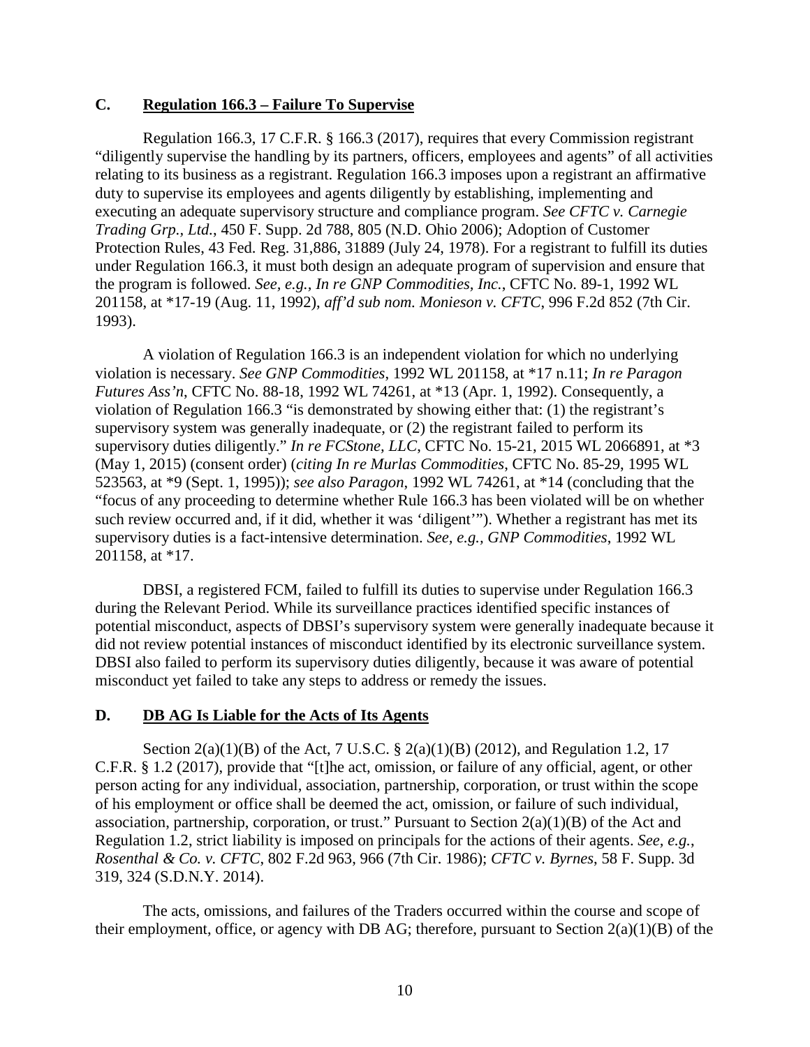## C. Regulation 166.3 – Failure To Supervise

Regulation 166.3, 17 C.F.R. § 166.3 (2017), requires that every Commission registrant "diligently supervise the handling by its partners, officers, employees and agents" of all activities relating to its business as a registrant. Regulation 166.3 imposes upon a registrant an affirmative duty to supervise its employees and agents diligently by establishing, implementing and executing an adequate supervisory structure and compliance program. *See CFTC v. Carnegie Trading Grp., Ltd.*, 450 F. Supp. 2d 788, 805 (N.D. Ohio 2006); Adoption of Customer Protection Rules, 43 Fed. Reg. 31,886, 31889 (July 24, 1978). For a registrant to fulfill its duties under Regulation 166.3, it must both design an adequate program of supervision and ensure that the program is followed. *See, e.g.*, *In re GNP Commodities, Inc.*, CFTC No. 89-1, 1992 WL 201158, at *17-19 (Aug. 11, 1992), *aff'd sub nom. Monieson v. CFTC*, 996 F.2d 852 (7th Cir. 1993).

A violation of Regulation 166.3 is an independent violation for which no underlying violation is necessary. *See GNP Commodities*, 1992 WL 201158, at *17 n.11; *In re Paragon Futures Ass'n*, CFTC No. 88-18, 1992 WL 74261, at *13 (Apr. 1, 1992). Consequently, a violation of Regulation 166.3 "is demonstrated by showing either that: (1) the registrant's supervisory system was generally inadequate, or (2) the registrant failed to perform its supervisory duties diligently." *In re FCStone, LLC*, CFTC No. 15-21, 2015 WL 2066891, at *3 (May 1, 2015) (consent order) (*citing In re Murlas Commodities*, CFTC No. 85-29, 1995 WL 523563, at *9 (Sept. 1, 1995)); *see also Paragon*, 1992 WL 74261, at *14 (concluding that the "focus of any proceeding to determine whether Rule 166.3 has been violated will be on whether such review occurred and, if it did, whether it was 'diligent'"). Whether a registrant has met its supervisory duties is a fact-intensive determination. *See, e.g.*, *GNP Commodities*, 1992 WL 201158, at *17.

DBSI, a registered FCM, failed to fulfill its duties to supervise under Regulation 166.3 during the Relevant Period. While its surveillance practices identified specific instances of potential misconduct, aspects of DBSI's supervisory system were generally inadequate because it did not review potential instances of misconduct identified by its electronic surveillance system. DBSI also failed to perform its supervisory duties diligently, because it was aware of potential misconduct yet failed to take any steps to address or remedy the issues.

## D. DB AG Is Liable for the Acts of Its Agents

Section 2(a)(1)(B) of the Act, 7 U.S.C. § 2(a)(1)(B) (2012), and Regulation 1.2, 17 C.F.R. § 1.2 (2017), provide that "[t]he act, omission, or failure of any official, agent, or other person acting for any individual, association, partnership, corporation, or trust within the scope of his employment or office shall be deemed the act, omission, or failure of such individual, association, partnership, corporation, or trust." Pursuant to Section 2(a)(1)(B) of the Act and Regulation 1.2, strict liability is imposed on principals for the actions of their agents. *See, e.g.*, *Rosenthal & Co. v. CFTC*, 802 F.2d 963, 966 (7th Cir. 1986); *CFTC v. Byrnes*, 58 F. Supp. 3d 319, 324 (S.D.N.Y. 2014).

The acts, omissions, and failures of the Traders occurred within the course and scope of their employment, office, or agency with DB AG; therefore, pursuant to Section 2(a)(1)(B) of the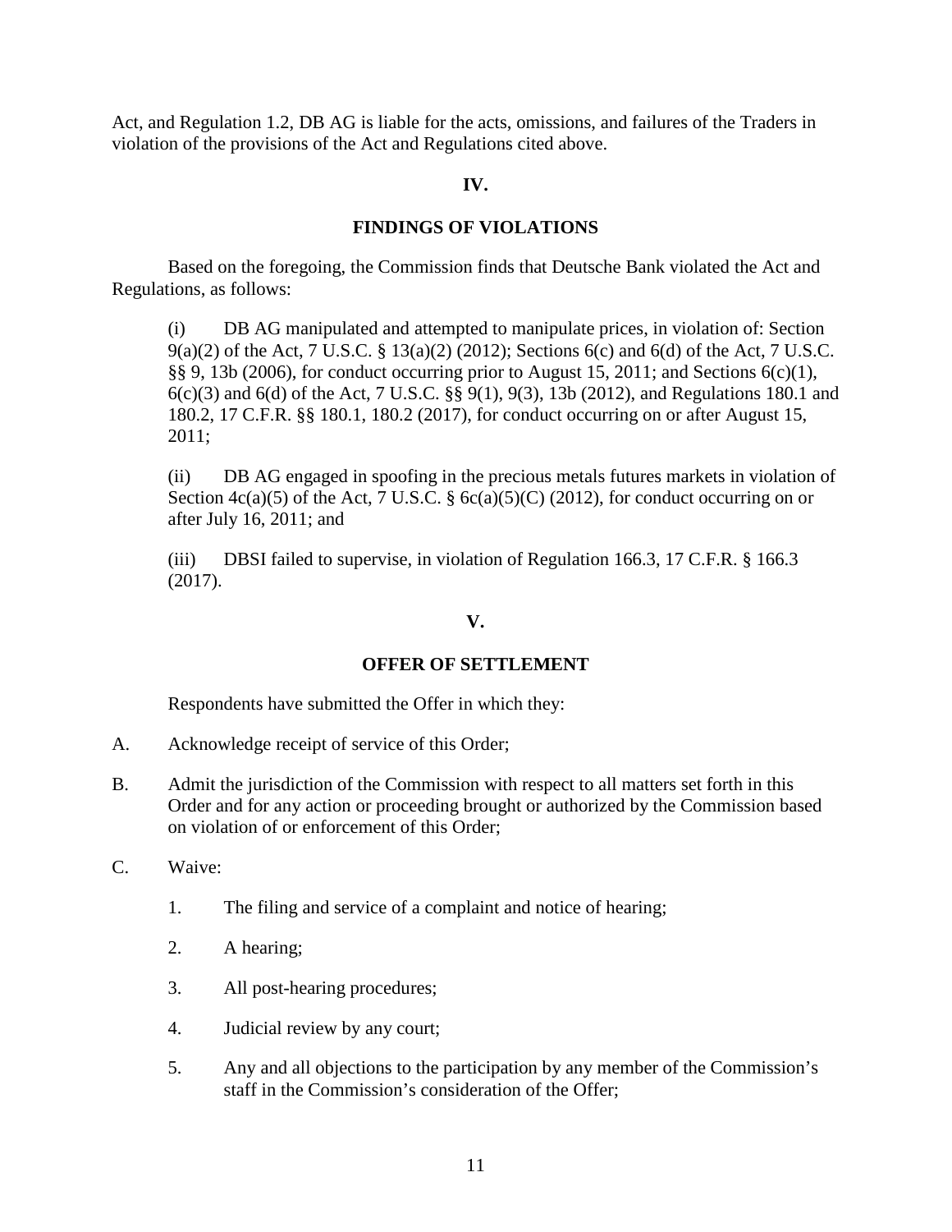Act, and Regulation 1.2, DB AG is liable for the acts, omissions, and failures of the Traders in violation of the provisions of the Act and Regulations cited above.

## IV.

## FINDINGS OF VIOLATIONS

Based on the foregoing, the Commission finds that Deutsche Bank violated the Act and Regulations, as follows:

(i) DB AG manipulated and attempted to manipulate prices, in violation of: Section 9(a)(2) of the Act, 7 U.S.C. § 13(a)(2) (2012); Sections 6(c) and 6(d) of the Act, 7 U.S.C. §§ 9, 13b (2006), for conduct occurring prior to August 15, 2011; and Sections 6(c)(1), 6(c)(3) and 6(d) of the Act, 7 U.S.C. §§ 9(1), 9(3), 13b (2012), and Regulations 180.1 and 180.2, 17 C.F.R. §§ 180.1, 180.2 (2017), for conduct occurring on or after August 15, 2011;

(ii) DB AG engaged in spoofing in the precious metals futures markets in violation of Section 4c(a)(5) of the Act, 7 U.S.C. § 6c(a)(5)(C) (2012), for conduct occurring on or after July 16, 2011; and

(iii) DBSI failed to supervise, in violation of Regulation 166.3, 17 C.F.R. § 166.3 (2017).

## V.

## OFFER OF SETTLEMENT

Respondents have submitted the Offer in which they:

A. Acknowledge receipt of service of this Order;

B. Admit the jurisdiction of the Commission with respect to all matters set forth in this Order and for any action or proceeding brought or authorized by the Commission based on violation of or enforcement of this Order;

C. Waive:

1. The filing and service of a complaint and notice of hearing;

2. A hearing;

3. All post-hearing procedures;

4. Judicial review by any court;

5. Any and all objections to the participation by any member of the Commission's staff in the Commission's consideration of the Offer;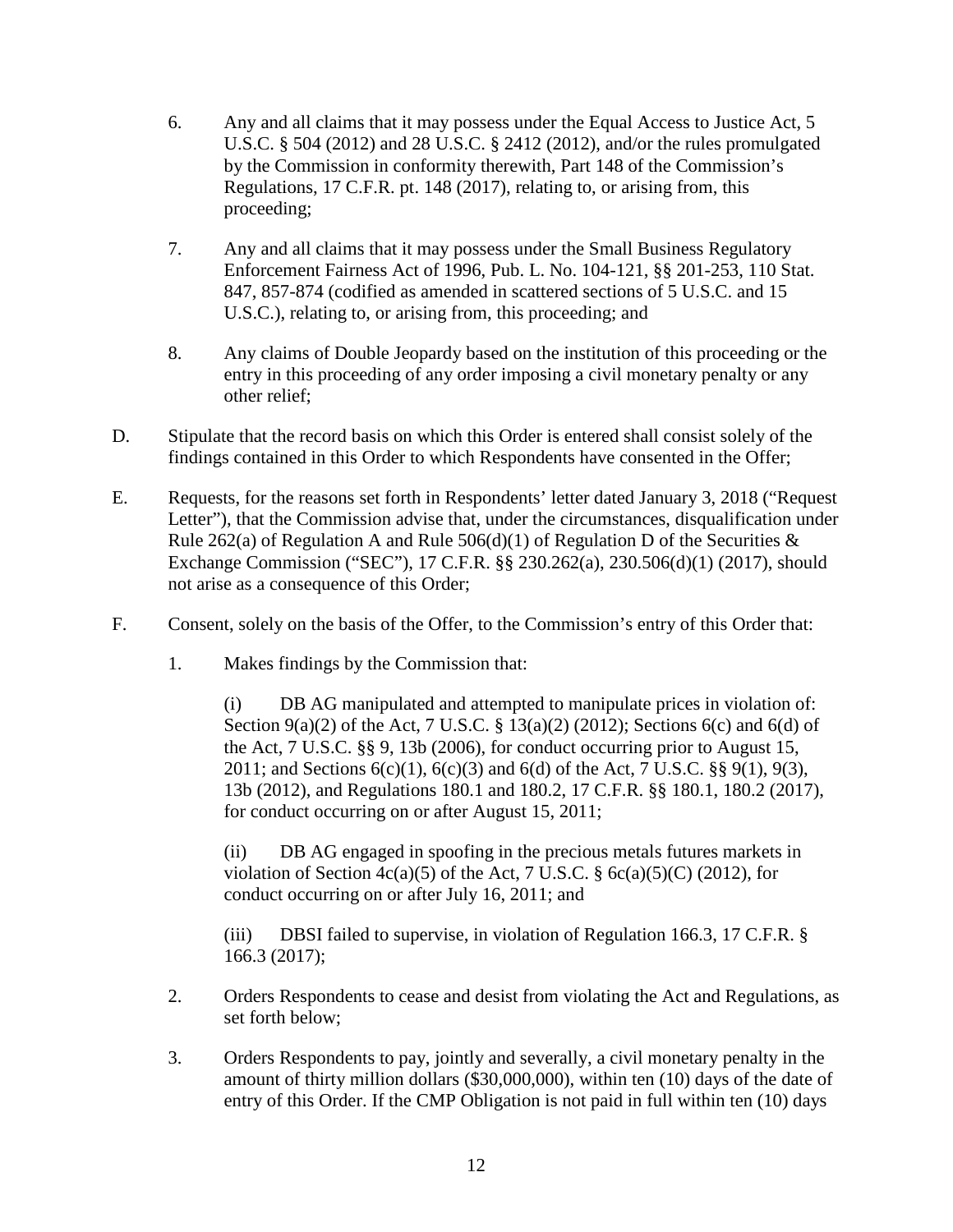6. Any and all claims that it may possess under the Equal Access to Justice Act, 5 U.S.C. § 504 (2012) and 28 U.S.C. § 2412 (2012), and/or the rules promulgated by the Commission in conformity therewith, Part 148 of the Commission's Regulations, 17 C.F.R. pt. 148 (2017), relating to, or arising from, this proceeding;

7. Any and all claims that it may possess under the Small Business Regulatory Enforcement Fairness Act of 1996, Pub. L. No. 104-121, §§ 201-253, 110 Stat. 847, 857-874 (codified as amended in scattered sections of 5 U.S.C. and 15 U.S.C.), relating to, or arising from, this proceeding; and

8. Any claims of Double Jeopardy based on the institution of this proceeding or the entry in this proceeding of any order imposing a civil monetary penalty or any other relief;

D. Stipulate that the record basis on which this Order is entered shall consist solely of the findings contained in this Order to which Respondents have consented in the Offer;

E. Requests, for the reasons set forth in Respondents' letter dated January 3, 2018 ("Request Letter"), that the Commission advise that, under the circumstances, disqualification under Rule 262(a) of Regulation A and Rule 506(d)(1) of Regulation D of the Securities & Exchange Commission ("SEC"), 17 C.F.R. §§ 230.262(a), 230.506(d)(1) (2017), should not arise as a consequence of this Order;

F. Consent, solely on the basis of the Offer, to the Commission's entry of this Order that:

1. Makes findings by the Commission that:

   (i) DB AG manipulated and attempted to manipulate prices in violation of: Section 9(a)(2) of the Act, 7 U.S.C. § 13(a)(2) (2012); Sections 6(c) and 6(d) of the Act, 7 U.S.C. §§ 9, 13b (2006), for conduct occurring prior to August 15, 2011; and Sections 6(c)(1), 6(c)(3) and 6(d) of the Act, 7 U.S.C. §§ 9(1), 9(3), 13b (2012), and Regulations 180.1 and 180.2, 17 C.F.R. §§ 180.1, 180.2 (2017), for conduct occurring on or after August 15, 2011;

   (ii) DB AG engaged in spoofing in the precious metals futures markets in violation of Section 4c(a)(5) of the Act, 7 U.S.C. § 6c(a)(5)(C) (2012), for conduct occurring on or after July 16, 2011; and

   (iii) DBSI failed to supervise, in violation of Regulation 166.3, 17 C.F.R. § 166.3 (2017);

2. Orders Respondents to cease and desist from violating the Act and Regulations, as set forth below;

3. Orders Respondents to pay, jointly and severally, a civil monetary penalty in the amount of thirty million dollars ($30,000,000), within ten (10) days of the date of entry of this Order. If the CMP Obligation is not paid in full within ten (10) days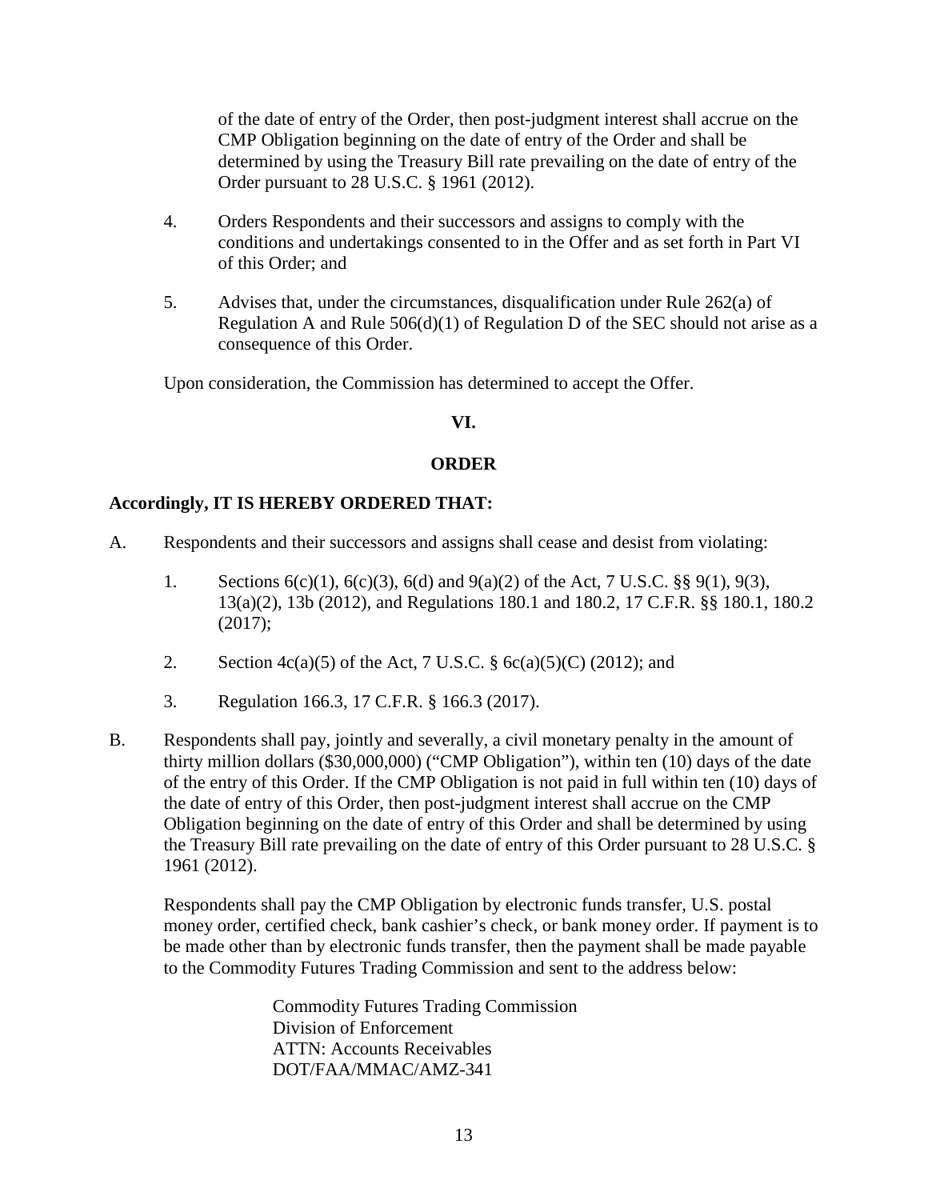of the date of entry of the Order, then post-judgment interest shall accrue on the CMP Obligation beginning on the date of entry of the Order and shall be determined by using the Treasury Bill rate prevailing on the date of entry of the Order pursuant to 28 U.S.C. § 1961 (2012).

4. Orders Respondents and their successors and assigns to comply with the conditions and undertakings consented to in the Offer and as set forth in Part VI of this Order; and

5. Advises that, under the circumstances, disqualification under Rule 262(a) of Regulation A and Rule 506(d)(1) of Regulation D of the SEC should not arise as a consequence of this Order.

Upon consideration, the Commission has determined to accept the Offer.

## VI.

## ORDER

**Accordingly, IT IS HEREBY ORDERED THAT:**

A. Respondents and their successors and assigns shall cease and desist from violating:

   1. Sections 6(c)(1), 6(c)(3), 6(d) and 9(a)(2) of the Act, 7 U.S.C. §§ 9(1), 9(3), 13(a)(2), 13b (2012), and Regulations 180.1 and 180.2, 17 C.F.R. §§ 180.1, 180.2 (2017);

   2. Section 4c(a)(5) of the Act, 7 U.S.C. § 6c(a)(5)(C) (2012); and

   3. Regulation 166.3, 17 C.F.R. § 166.3 (2017).

B. Respondents shall pay, jointly and severally, a civil monetary penalty in the amount of thirty million dollars ($30,000,000) ("CMP Obligation"), within ten (10) days of the date of the entry of this Order. If the CMP Obligation is not paid in full within ten (10) days of the date of entry of this Order, then post-judgment interest shall accrue on the CMP Obligation beginning on the date of entry of this Order and shall be determined by using the Treasury Bill rate prevailing on the date of entry of this Order pursuant to 28 U.S.C. § 1961 (2012).

   Respondents shall pay the CMP Obligation by electronic funds transfer, U.S. postal money order, certified check, bank cashier's check, or bank money order. If payment is to be made other than by electronic funds transfer, then the payment shall be made payable to the Commodity Futures Trading Commission and sent to the address below:

   Commodity Futures Trading Commission
   Division of Enforcement
   ATTN: Accounts Receivables
   DOT/FAA/MMAC/AMZ-341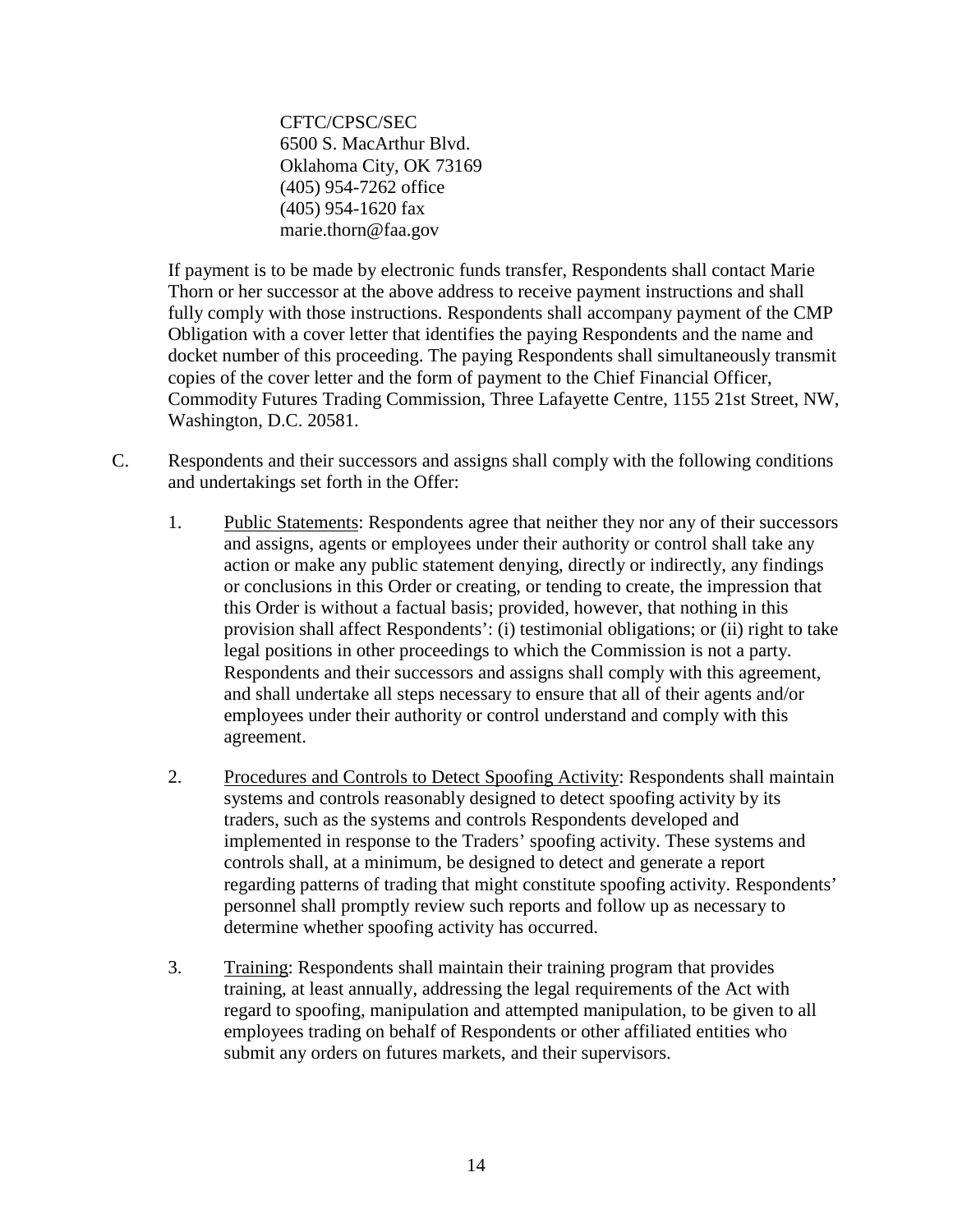CFTC/CPSC/SEC
6500 S. MacArthur Blvd.
Oklahoma City, OK 73169
(405) 954-7262 office
(405) 954-1620 fax
marie.thorn@faa.gov

If payment is to be made by electronic funds transfer, Respondents shall contact Marie Thorn or her successor at the above address to receive payment instructions and shall fully comply with those instructions. Respondents shall accompany payment of the CMP Obligation with a cover letter that identifies the paying Respondents and the name and docket number of this proceeding. The paying Respondents shall simultaneously transmit copies of the cover letter and the form of payment to the Chief Financial Officer, Commodity Futures Trading Commission, Three Lafayette Centre, 1155 21st Street, NW, Washington, D.C. 20581.

C. Respondents and their successors and assigns shall comply with the following conditions and undertakings set forth in the Offer:

1. Public Statements: Respondents agree that neither they nor any of their successors and assigns, agents or employees under their authority or control shall take any action or make any public statement denying, directly or indirectly, any findings or conclusions in this Order or creating, or tending to create, the impression that this Order is without a factual basis; provided, however, that nothing in this provision shall affect Respondents': (i) testimonial obligations; or (ii) right to take legal positions in other proceedings to which the Commission is not a party. Respondents and their successors and assigns shall comply with this agreement, and shall undertake all steps necessary to ensure that all of their agents and/or employees under their authority or control understand and comply with this agreement.

2. Procedures and Controls to Detect Spoofing Activity: Respondents shall maintain systems and controls reasonably designed to detect spoofing activity by its traders, such as the systems and controls Respondents developed and implemented in response to the Traders' spoofing activity. These systems and controls shall, at a minimum, be designed to detect and generate a report regarding patterns of trading that might constitute spoofing activity. Respondents' personnel shall promptly review such reports and follow up as necessary to determine whether spoofing activity has occurred.

3. Training: Respondents shall maintain their training program that provides training, at least annually, addressing the legal requirements of the Act with regard to spoofing, manipulation and attempted manipulation, to be given to all employees trading on behalf of Respondents or other affiliated entities who submit any orders on futures markets, and their supervisors.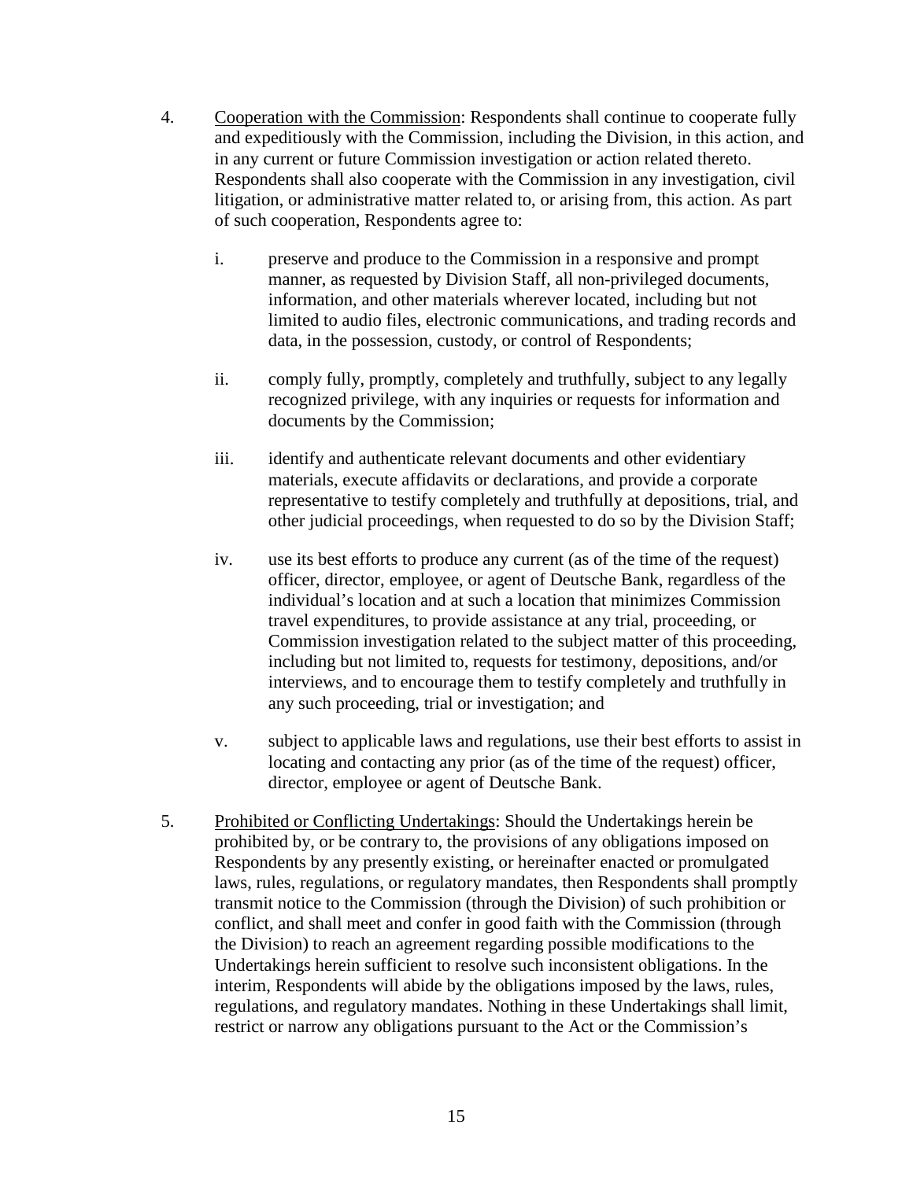4. Cooperation with the Commission: Respondents shall continue to cooperate fully and expeditiously with the Commission, including the Division, in this action, and in any current or future Commission investigation or action related thereto. Respondents shall also cooperate with the Commission in any investigation, civil litigation, or administrative matter related to, or arising from, this action. As part of such cooperation, Respondents agree to:

   i. preserve and produce to the Commission in a responsive and prompt manner, as requested by Division Staff, all non-privileged documents, information, and other materials wherever located, including but not limited to audio files, electronic communications, and trading records and data, in the possession, custody, or control of Respondents;

   ii. comply fully, promptly, completely and truthfully, subject to any legally recognized privilege, with any inquiries or requests for information and documents by the Commission;

   iii. identify and authenticate relevant documents and other evidentiary materials, execute affidavits or declarations, and provide a corporate representative to testify completely and truthfully at depositions, trial, and other judicial proceedings, when requested to do so by the Division Staff;

   iv. use its best efforts to produce any current (as of the time of the request) officer, director, employee, or agent of Deutsche Bank, regardless of the individual's location and at such a location that minimizes Commission travel expenditures, to provide assistance at any trial, proceeding, or Commission investigation related to the subject matter of this proceeding, including but not limited to, requests for testimony, depositions, and/or interviews, and to encourage them to testify completely and truthfully in any such proceeding, trial or investigation; and

   v. subject to applicable laws and regulations, use their best efforts to assist in locating and contacting any prior (as of the time of the request) officer, director, employee or agent of Deutsche Bank.

5. Prohibited or Conflicting Undertakings: Should the Undertakings herein be prohibited by, or be contrary to, the provisions of any obligations imposed on Respondents by any presently existing, or hereinafter enacted or promulgated laws, rules, regulations, or regulatory mandates, then Respondents shall promptly transmit notice to the Commission (through the Division) of such prohibition or conflict, and shall meet and confer in good faith with the Commission (through the Division) to reach an agreement regarding possible modifications to the Undertakings herein sufficient to resolve such inconsistent obligations. In the interim, Respondents will abide by the obligations imposed by the laws, rules, regulations, and regulatory mandates. Nothing in these Undertakings shall limit, restrict or narrow any obligations pursuant to the Act or the Commission's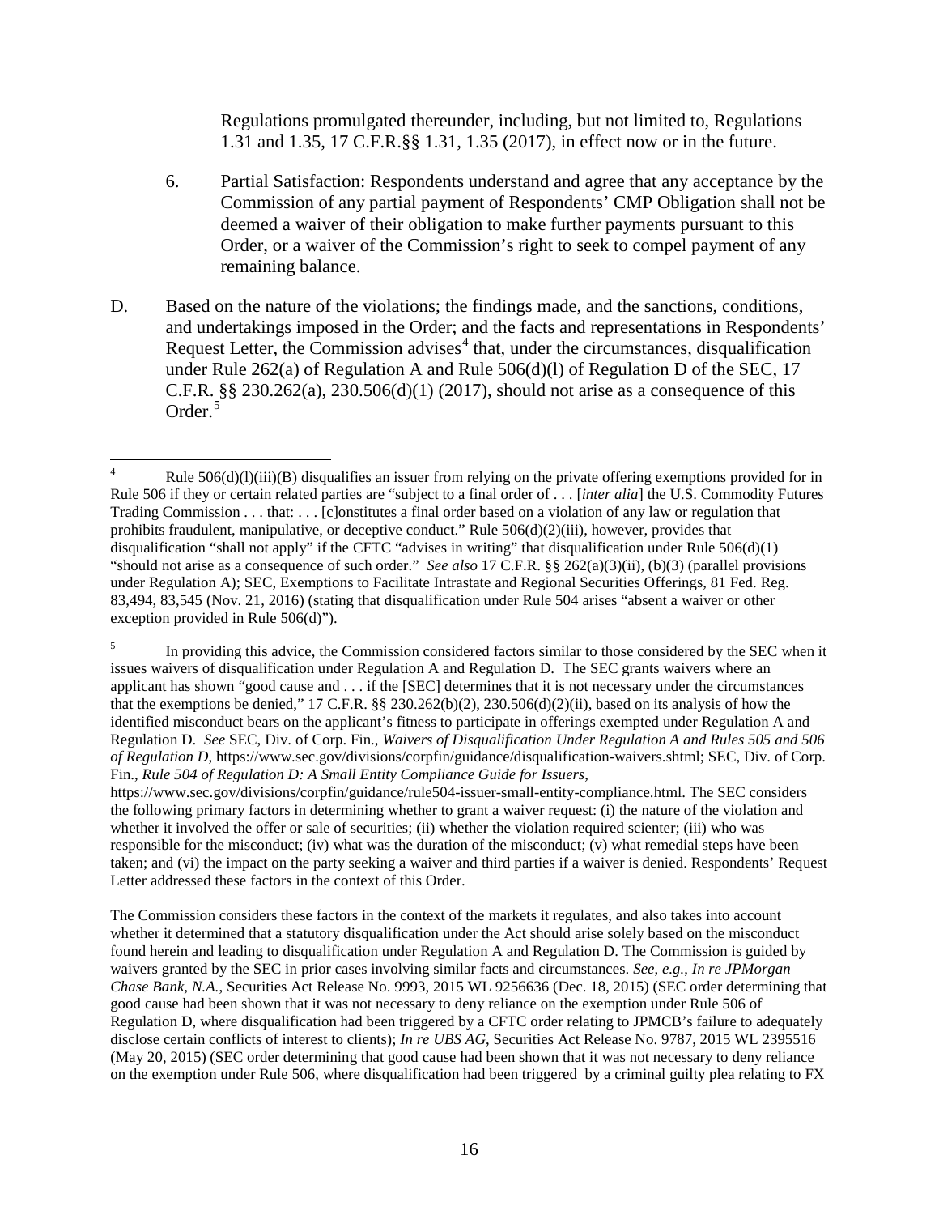Regulations promulgated thereunder, including, but not limited to, Regulations 1.31 and 1.35, 17 C.F.R.§§ 1.31, 1.35 (2017), in effect now or in the future.

6. Partial Satisfaction: Respondents understand and agree that any acceptance by the Commission of any partial payment of Respondents' CMP Obligation shall not be deemed a waiver of their obligation to make further payments pursuant to this Order, or a waiver of the Commission's right to seek to compel payment of any remaining balance.

D. Based on the nature of the violations; the findings made, and the sanctions, conditions, and undertakings imposed in the Order; and the facts and representations in Respondents' Request Letter, the Commission advises[4] that, under the circumstances, disqualification under Rule 262(a) of Regulation A and Rule 506(d)(l) of Regulation D of the SEC, 17 C.F.R. §§ 230.262(a), 230.506(d)(1) (2017), should not arise as a consequence of this Order.[5]

---

[4] Rule 506(d)(l)(iii)(B) disqualifies an issuer from relying on the private offering exemptions provided for in Rule 506 if they or certain related parties are "subject to a final order of . . . [*inter alia*] the U.S. Commodity Futures Trading Commission . . . that: . . . [c]onstitutes a final order based on a violation of any law or regulation that prohibits fraudulent, manipulative, or deceptive conduct." Rule 506(d)(2)(iii), however, provides that disqualification "shall not apply" if the CFTC "advises in writing" that disqualification under Rule 506(d)(1) "should not arise as a consequence of such order." *See also* 17 C.F.R. §§ 262(a)(3)(ii), (b)(3) (parallel provisions under Regulation A); SEC, Exemptions to Facilitate Intrastate and Regional Securities Offerings, 81 Fed. Reg. 83,494, 83,545 (Nov. 21, 2016) (stating that disqualification under Rule 504 arises "absent a waiver or other exception provided in Rule 506(d)").

[5] In providing this advice, the Commission considered factors similar to those considered by the SEC when it issues waivers of disqualification under Regulation A and Regulation D. The SEC grants waivers where an applicant has shown "good cause and . . . if the [SEC] determines that it is not necessary under the circumstances that the exemptions be denied," 17 C.F.R. §§ 230.262(b)(2), 230.506(d)(2)(ii), based on its analysis of how the identified misconduct bears on the applicant's fitness to participate in offerings exempted under Regulation A and Regulation D. *See* SEC, Div. of Corp. Fin., *Waivers of Disqualification Under Regulation A and Rules 505 and 506 of Regulation D,* https://www.sec.gov/divisions/corpfin/guidance/disqualification-waivers.shtml; SEC, Div. of Corp. Fin., *Rule 504 of Regulation D: A Small Entity Compliance Guide for Issuers*, https://www.sec.gov/divisions/corpfin/guidance/rule504-issuer-small-entity-compliance.html. The SEC considers the following primary factors in determining whether to grant a waiver request: (i) the nature of the violation and whether it involved the offer or sale of securities; (ii) whether the violation required scienter; (iii) who was responsible for the misconduct; (iv) what was the duration of the misconduct; (v) what remedial steps have been taken; and (vi) the impact on the party seeking a waiver and third parties if a waiver is denied. Respondents' Request Letter addressed these factors in the context of this Order.

The Commission considers these factors in the context of the markets it regulates, and also takes into account whether it determined that a statutory disqualification under the Act should arise solely based on the misconduct found herein and leading to disqualification under Regulation A and Regulation D. The Commission is guided by waivers granted by the SEC in prior cases involving similar facts and circumstances. *See, e.g.*, *In re JPMorgan Chase Bank, N.A.,* Securities Act Release No. 9993, 2015 WL 9256636 (Dec. 18, 2015) (SEC order determining that good cause had been shown that it was not necessary to deny reliance on the exemption under Rule 506 of Regulation D, where disqualification had been triggered by a CFTC order relating to JPMCB's failure to adequately disclose certain conflicts of interest to clients); *In re UBS AG*, Securities Act Release No. 9787, 2015 WL 2395516 (May 20, 2015) (SEC order determining that good cause had been shown that it was not necessary to deny reliance on the exemption under Rule 506, where disqualification had been triggered by a criminal guilty plea relating to FX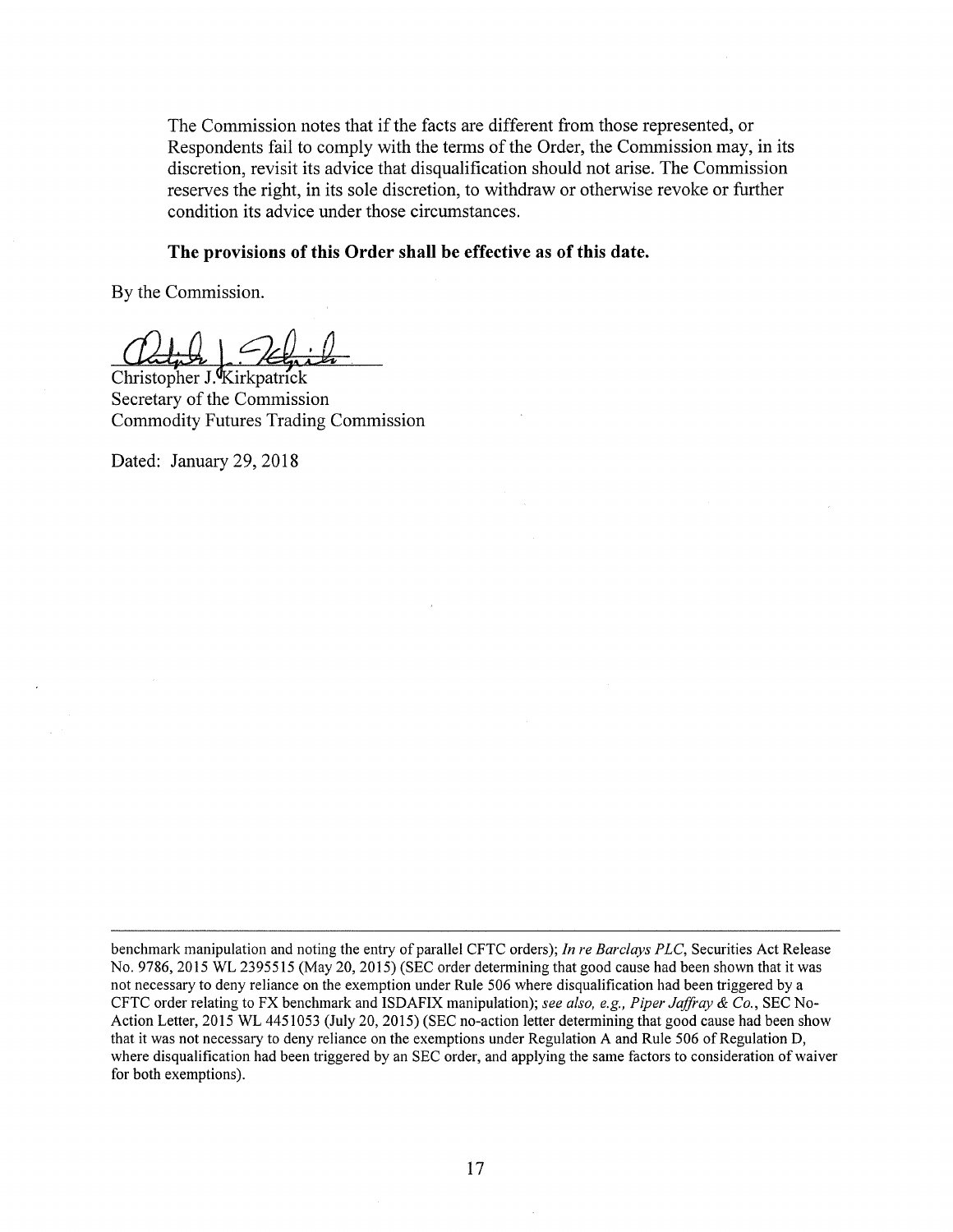The Commission notes that if the facts are different from those represented, or Respondents fail to comply with the terms of the Order, the Commission may, in its discretion, revisit its advice that disqualification should not arise. The Commission reserves the right, in its sole discretion, to withdraw or otherwise revoke or further condition its advice under those circumstances.

**The provisions of this Order shall be effective as of this date.**

By the Commission.

Christopher J. Kirkpatrick
Secretary of the Commission
Commodity Futures Trading Commission

Dated: January 29, 2018

---

benchmark manipulation and noting the entry of parallel CFTC orders); *In re Barclays PLC*, Securities Act Release No. 9786, 2015 WL 2395515 (May 20, 2015) (SEC order determining that good cause had been shown that it was not necessary to deny reliance on the exemption under Rule 506 where disqualification had been triggered by a CFTC order relating to FX benchmark and ISDAFIX manipulation); *see also, e.g., Piper Jaffray & Co.*, SEC No-Action Letter, 2015 WL 4451053 (July 20, 2015) (SEC no-action letter determining that good cause had been show that it was not necessary to deny reliance on the exemptions under Regulation A and Rule 506 of Regulation D, where disqualification had been triggered by an SEC order, and applying the same factors to consideration of waiver for both exemptions).